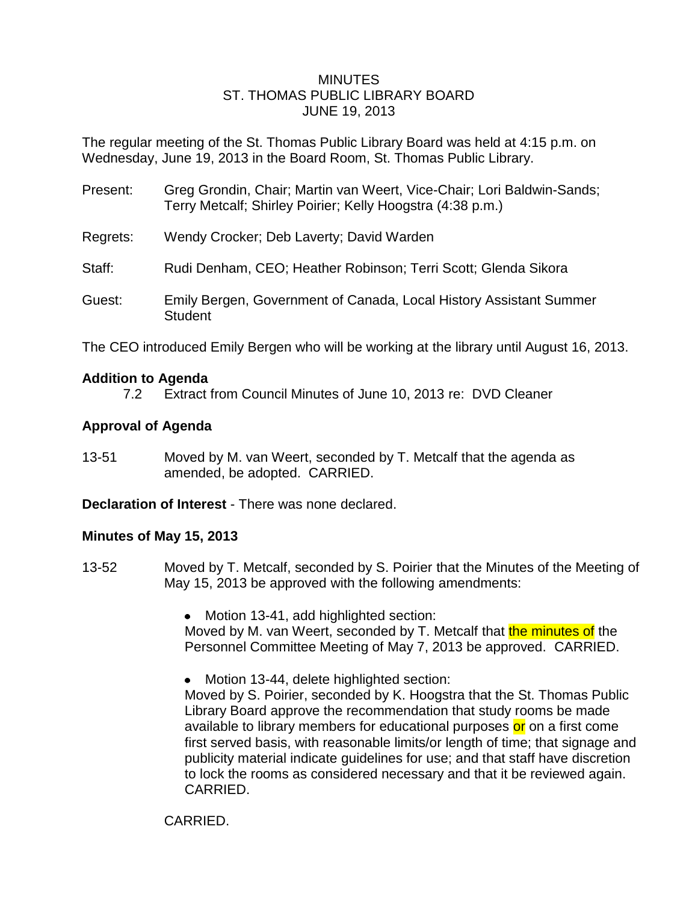MINUTES
ST. THOMAS PUBLIC LIBRARY BOARD
JUNE 19, 2013

The regular meeting of the St. Thomas Public Library Board was held at 4:15 p.m. on Wednesday, June 19, 2013 in the Board Room, St. Thomas Public Library.

Present: Greg Grondin, Chair; Martin van Weert, Vice-Chair; Lori Baldwin-Sands; Terry Metcalf; Shirley Poirier; Kelly Hoogstra (4:38 p.m.)

Regrets: Wendy Crocker; Deb Laverty; David Warden

Staff: Rudi Denham, CEO; Heather Robinson; Terri Scott; Glenda Sikora

Guest: Emily Bergen, Government of Canada, Local History Assistant Summer Student

The CEO introduced Emily Bergen who will be working at the library until August 16, 2013.

**Addition to Agenda**

7.2 Extract from Council Minutes of June 10, 2013 re: DVD Cleaner

**Approval of Agenda**

13-51 Moved by M. van Weert, seconded by T. Metcalf that the agenda as amended, be adopted. CARRIED.

**Declaration of Interest** - There was none declared.

**Minutes of May 15, 2013**

13-52 Moved by T. Metcalf, seconded by S. Poirier that the Minutes of the Meeting of May 15, 2013 be approved with the following amendments:

- Motion 13-41, add highlighted section:
  Moved by M. van Weert, seconded by T. Metcalf that the minutes of the Personnel Committee Meeting of May 7, 2013 be approved. CARRIED.

- Motion 13-44, delete highlighted section:
  Moved by S. Poirier, seconded by K. Hoogstra that the St. Thomas Public Library Board approve the recommendation that study rooms be made available to library members for educational purposes or on a first come first served basis, with reasonable limits/or length of time; that signage and publicity material indicate guidelines for use; and that staff have discretion to lock the rooms as considered necessary and that it be reviewed again. CARRIED.

CARRIED.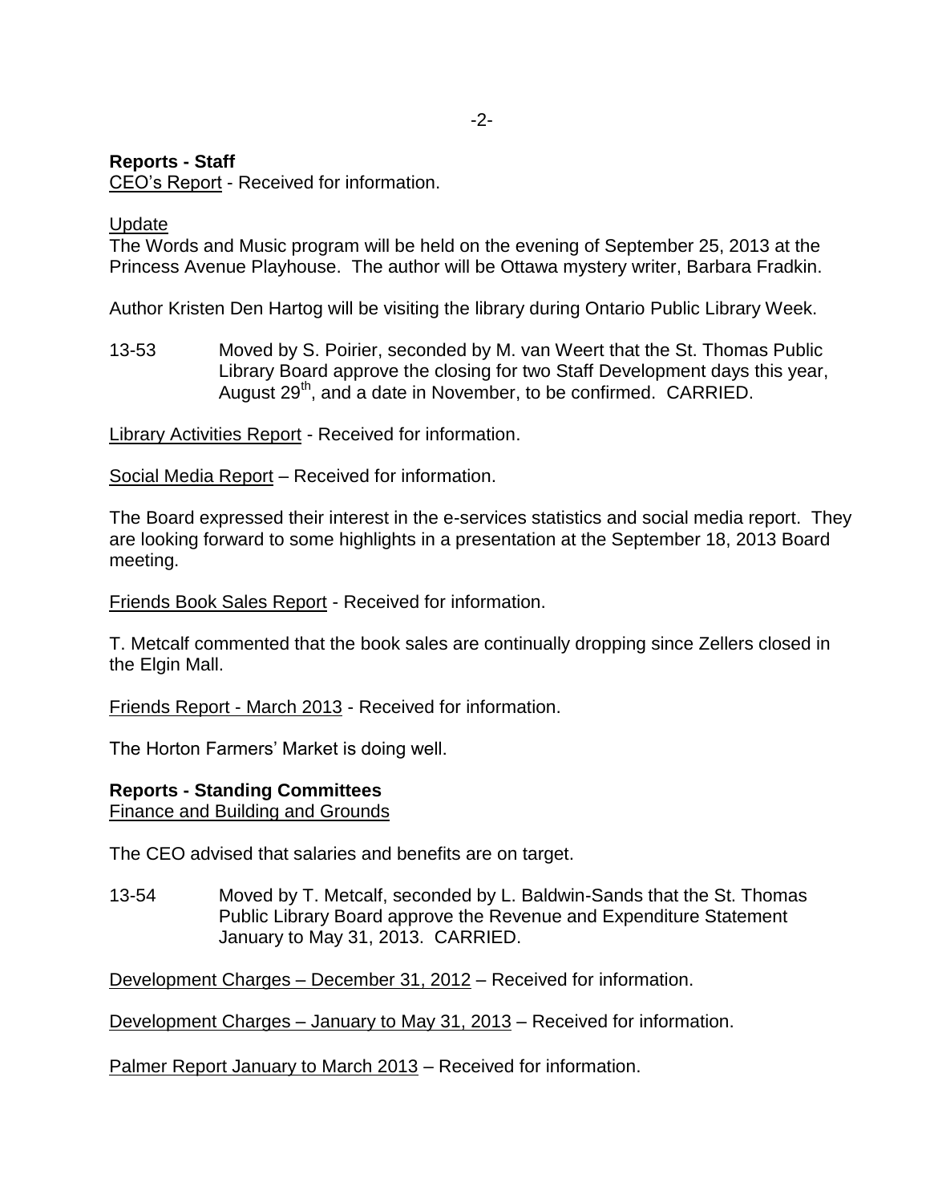**Reports - Staff**
CEO's Report - Received for information.

Update
The Words and Music program will be held on the evening of September 25, 2013 at the Princess Avenue Playhouse. The author will be Ottawa mystery writer, Barbara Fradkin.

Author Kristen Den Hartog will be visiting the library during Ontario Public Library Week.

13-53 Moved by S. Poirier, seconded by M. van Weert that the St. Thomas Public Library Board approve the closing for two Staff Development days this year, August 29th, and a date in November, to be confirmed. CARRIED.

Library Activities Report - Received for information.

Social Media Report – Received for information.

The Board expressed their interest in the e-services statistics and social media report. They are looking forward to some highlights in a presentation at the September 18, 2013 Board meeting.

Friends Book Sales Report - Received for information.

T. Metcalf commented that the book sales are continually dropping since Zellers closed in the Elgin Mall.

Friends Report - March 2013 - Received for information.

The Horton Farmers' Market is doing well.

**Reports - Standing Committees**
Finance and Building and Grounds

The CEO advised that salaries and benefits are on target.

13-54 Moved by T. Metcalf, seconded by L. Baldwin-Sands that the St. Thomas Public Library Board approve the Revenue and Expenditure Statement January to May 31, 2013. CARRIED.

Development Charges – December 31, 2012 – Received for information.

Development Charges – January to May 31, 2013 – Received for information.

Palmer Report January to March 2013 – Received for information.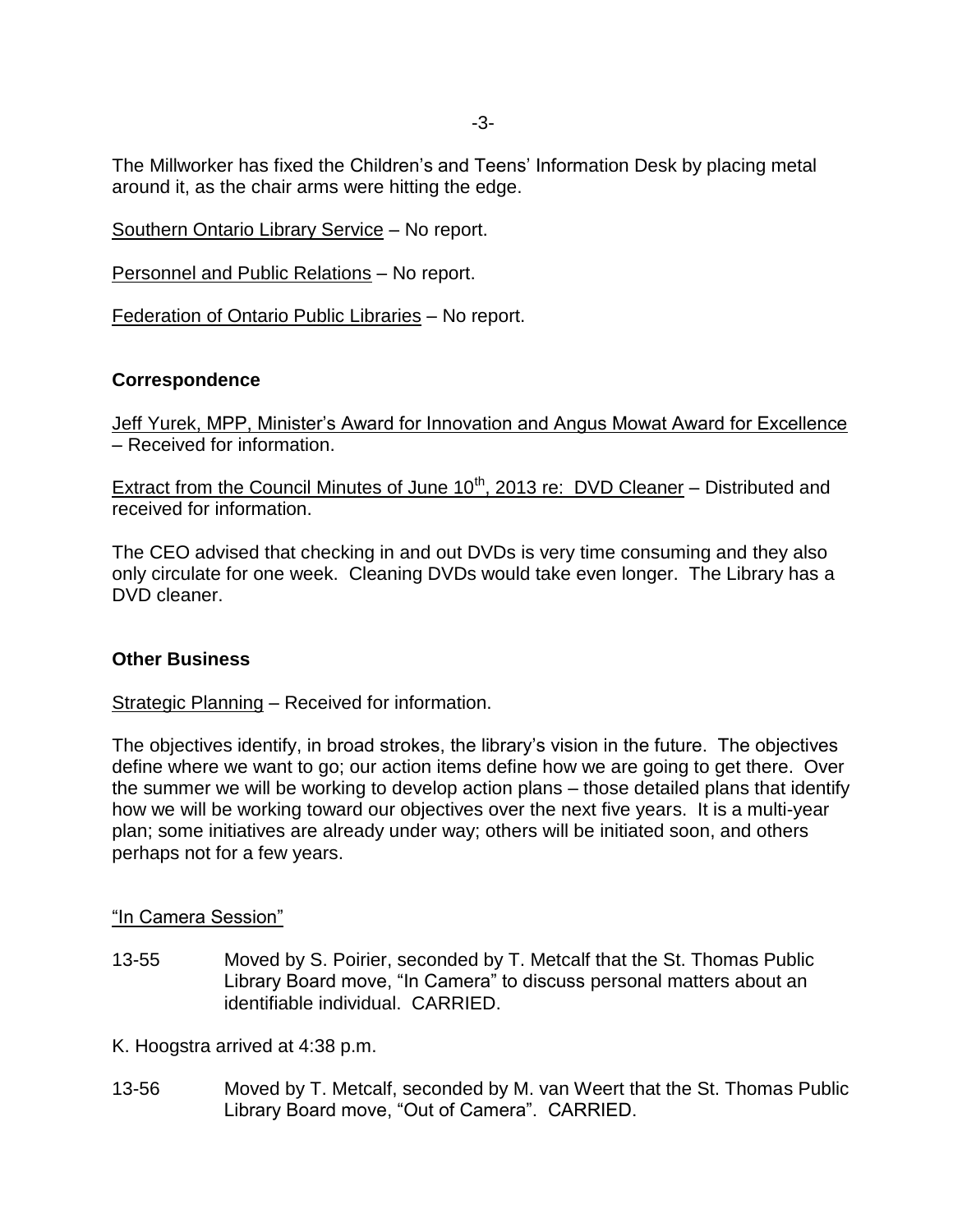The Millworker has fixed the Children's and Teens' Information Desk by placing metal around it, as the chair arms were hitting the edge.

Southern Ontario Library Service – No report.

Personnel and Public Relations – No report.

Federation of Ontario Public Libraries – No report.

**Correspondence**

Jeff Yurek, MPP, Minister's Award for Innovation and Angus Mowat Award for Excellence – Received for information.

Extract from the Council Minutes of June 10th, 2013 re: DVD Cleaner – Distributed and received for information.

The CEO advised that checking in and out DVDs is very time consuming and they also only circulate for one week. Cleaning DVDs would take even longer. The Library has a DVD cleaner.

**Other Business**

Strategic Planning – Received for information.

The objectives identify, in broad strokes, the library's vision in the future. The objectives define where we want to go; our action items define how we are going to get there. Over the summer we will be working to develop action plans – those detailed plans that identify how we will be working toward our objectives over the next five years. It is a multi-year plan; some initiatives are already under way; others will be initiated soon, and others perhaps not for a few years.

"In Camera Session"

13-55 Moved by S. Poirier, seconded by T. Metcalf that the St. Thomas Public Library Board move, "In Camera" to discuss personal matters about an identifiable individual. CARRIED.

K. Hoogstra arrived at 4:38 p.m.

13-56 Moved by T. Metcalf, seconded by M. van Weert that the St. Thomas Public Library Board move, "Out of Camera". CARRIED.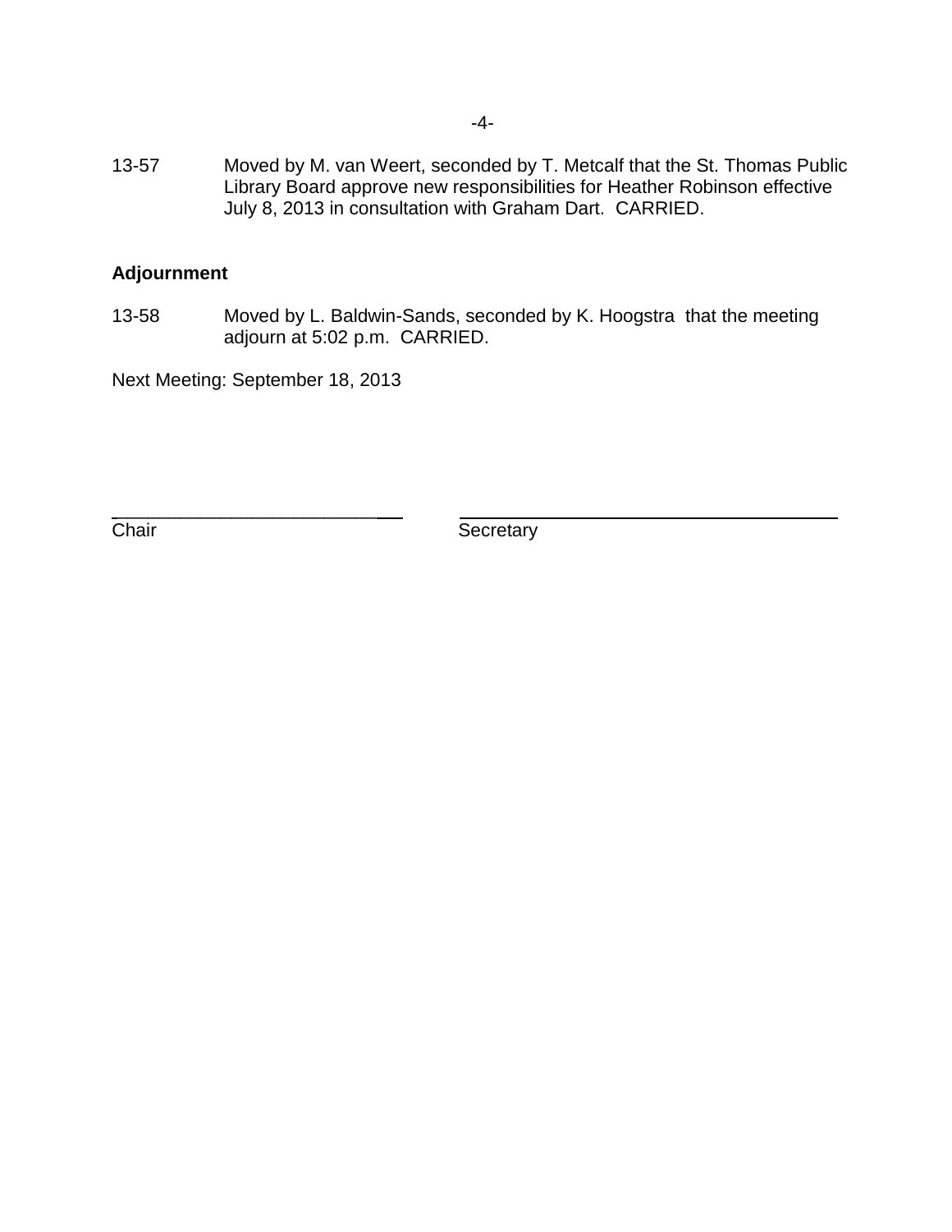13-57 Moved by M. van Weert, seconded by T. Metcalf that the St. Thomas Public Library Board approve new responsibilities for Heather Robinson effective July 8, 2013 in consultation with Graham Dart. CARRIED.

**Adjournment**

13-58 Moved by L. Baldwin-Sands, seconded by K. Hoogstra that the meeting adjourn at 5:02 p.m. CARRIED.

Next Meeting: September 18, 2013

\_\_\_\_\_\_\_\_\_\_\_\_\_\_\_\_\_\_\_\_\_\_\_\_\_\_\_\_ \_\_\_\_\_\_\_\_\_\_\_\_\_\_\_\_\_\_\_\_\_\_\_\_\_\_\_\_\_\_\_\_\_\_\_\_\_\_\_\_

Chair Secretary